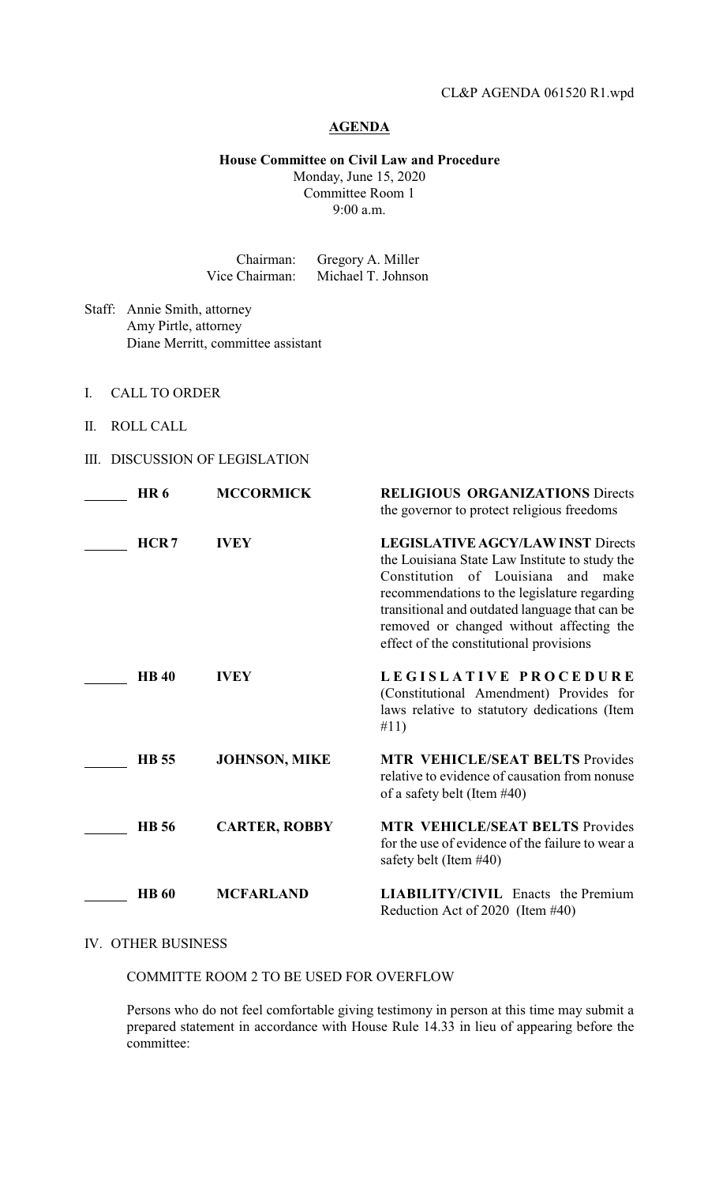CL&P AGENDA 061520 R1.wpd

**AGENDA**

**House Committee on Civil Law and Procedure**
Monday, June 15, 2020
Committee Room 1
9:00 a.m.

Chairman: Gregory A. Miller
Vice Chairman: Michael T. Johnson

Staff: Annie Smith, attorney
Amy Pirtle, attorney
Diane Merritt, committee assistant

I. CALL TO ORDER

II. ROLL CALL

III. DISCUSSION OF LEGISLATION

| | Bill | Author | Description |
|---|---|---|---|
| ______ | **HR 6** | **MCCORMICK** | **RELIGIOUS ORGANIZATIONS** Directs the governor to protect religious freedoms |
| ______ | **HCR 7** | **IVEY** | **LEGISLATIVE AGCY/LAW INST** Directs the Louisiana State Law Institute to study the Constitution of Louisiana and make recommendations to the legislature regarding transitional and outdated language that can be removed or changed without affecting the effect of the constitutional provisions |
| ______ | **HB 40** | **IVEY** | **LEGISLATIVE PROCEDURE** (Constitutional Amendment) Provides for laws relative to statutory dedications (Item #11) |
| ______ | **HB 55** | **JOHNSON, MIKE** | **MTR VEHICLE/SEAT BELTS** Provides relative to evidence of causation from nonuse of a safety belt (Item #40) |
| ______ | **HB 56** | **CARTER, ROBBY** | **MTR VEHICLE/SEAT BELTS** Provides for the use of evidence of the failure to wear a safety belt (Item #40) |
| ______ | **HB 60** | **MCFARLAND** | **LIABILITY/CIVIL** Enacts the Premium Reduction Act of 2020 (Item #40) |

IV. OTHER BUSINESS

COMMITTE ROOM 2 TO BE USED FOR OVERFLOW

Persons who do not feel comfortable giving testimony in person at this time may submit a prepared statement in accordance with House Rule 14.33 in lieu of appearing before the committee: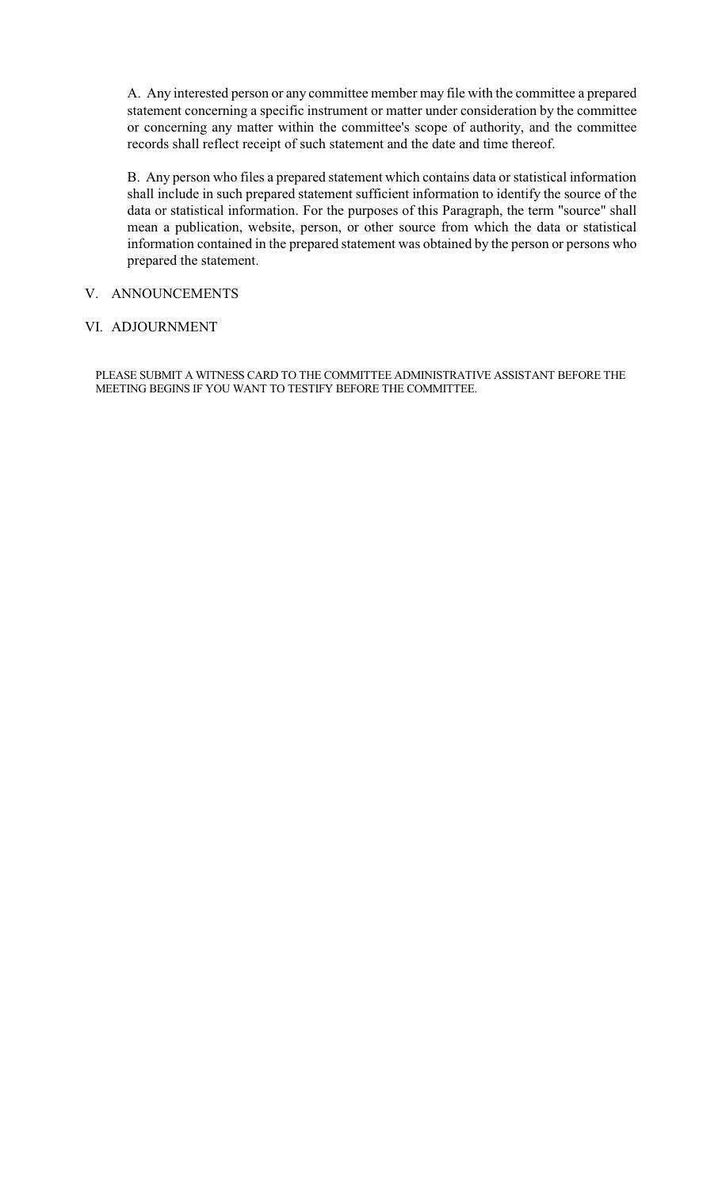A. Any interested person or any committee member may file with the committee a prepared statement concerning a specific instrument or matter under consideration by the committee or concerning any matter within the committee's scope of authority, and the committee records shall reflect receipt of such statement and the date and time thereof.

B. Any person who files a prepared statement which contains data or statistical information shall include in such prepared statement sufficient information to identify the source of the data or statistical information. For the purposes of this Paragraph, the term "source" shall mean a publication, website, person, or other source from which the data or statistical information contained in the prepared statement was obtained by the person or persons who prepared the statement.

V. ANNOUNCEMENTS

VI. ADJOURNMENT

PLEASE SUBMIT A WITNESS CARD TO THE COMMITTEE ADMINISTRATIVE ASSISTANT BEFORE THE MEETING BEGINS IF YOU WANT TO TESTIFY BEFORE THE COMMITTEE.